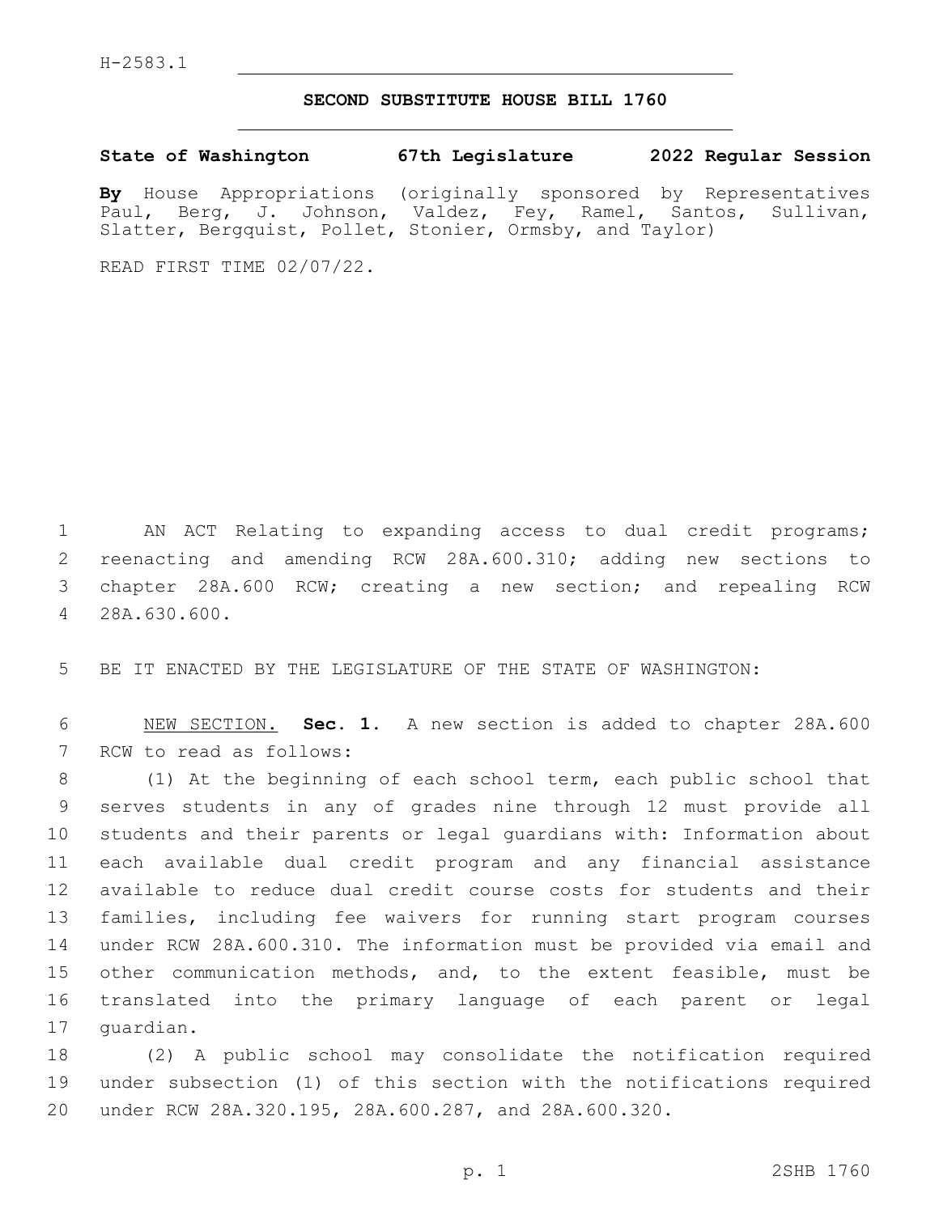H-2583.1

# SECOND SUBSTITUTE HOUSE BILL 1760

**State of Washington 67th Legislature 2022 Regular Session**

**By** House Appropriations (originally sponsored by Representatives Paul, Berg, J. Johnson, Valdez, Fey, Ramel, Santos, Sullivan, Slatter, Bergquist, Pollet, Stonier, Ormsby, and Taylor)

READ FIRST TIME 02/07/22.

AN ACT Relating to expanding access to dual credit programs; reenacting and amending RCW 28A.600.310; adding new sections to chapter 28A.600 RCW; creating a new section; and repealing RCW 28A.630.600.

BE IT ENACTED BY THE LEGISLATURE OF THE STATE OF WASHINGTON:

NEW SECTION. **Sec. 1.** A new section is added to chapter 28A.600 RCW to read as follows:

(1) At the beginning of each school term, each public school that serves students in any of grades nine through 12 must provide all students and their parents or legal guardians with: Information about each available dual credit program and any financial assistance available to reduce dual credit course costs for students and their families, including fee waivers for running start program courses under RCW 28A.600.310. The information must be provided via email and other communication methods, and, to the extent feasible, must be translated into the primary language of each parent or legal guardian.

(2) A public school may consolidate the notification required under subsection (1) of this section with the notifications required under RCW 28A.320.195, 28A.600.287, and 28A.600.320.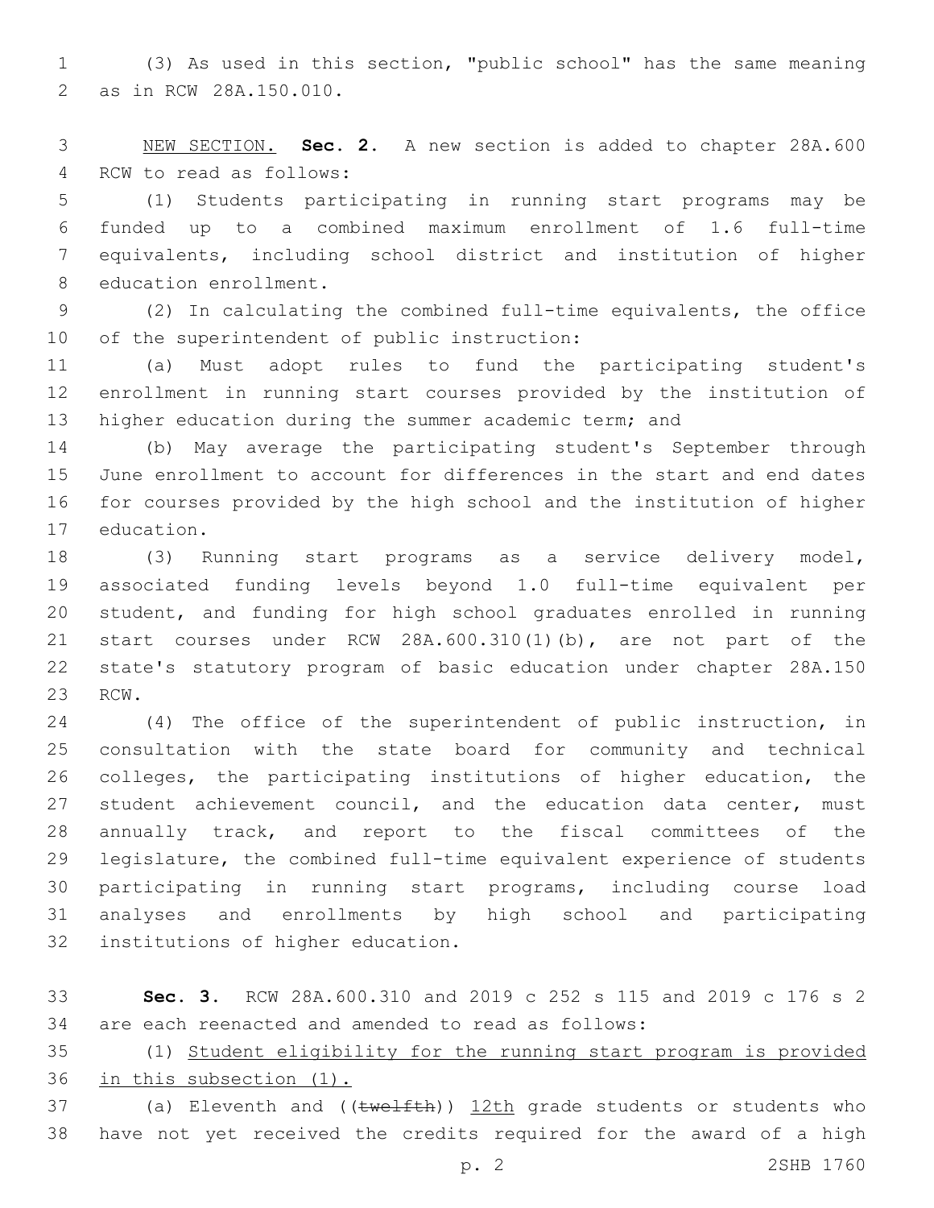(3) As used in this section, "public school" has the same meaning as in RCW 28A.150.010.

NEW SECTION. **Sec. 2.** A new section is added to chapter 28A.600 RCW to read as follows:

(1) Students participating in running start programs may be funded up to a combined maximum enrollment of 1.6 full-time equivalents, including school district and institution of higher education enrollment.

(2) In calculating the combined full-time equivalents, the office of the superintendent of public instruction:

(a) Must adopt rules to fund the participating student's enrollment in running start courses provided by the institution of higher education during the summer academic term; and

(b) May average the participating student's September through June enrollment to account for differences in the start and end dates for courses provided by the high school and the institution of higher education.

(3) Running start programs as a service delivery model, associated funding levels beyond 1.0 full-time equivalent per student, and funding for high school graduates enrolled in running start courses under RCW 28A.600.310(1)(b), are not part of the state's statutory program of basic education under chapter 28A.150 RCW.

(4) The office of the superintendent of public instruction, in consultation with the state board for community and technical colleges, the participating institutions of higher education, the student achievement council, and the education data center, must annually track, and report to the fiscal committees of the legislature, the combined full-time equivalent experience of students participating in running start programs, including course load analyses and enrollments by high school and participating institutions of higher education.

**Sec. 3.** RCW 28A.600.310 and 2019 c 252 s 115 and 2019 c 176 s 2 are each reenacted and amended to read as follows:

(1) Student eligibility for the running start program is provided in this subsection (1).

(a) Eleventh and ((~~twelfth~~)) 12th grade students or students who have not yet received the credits required for the award of a high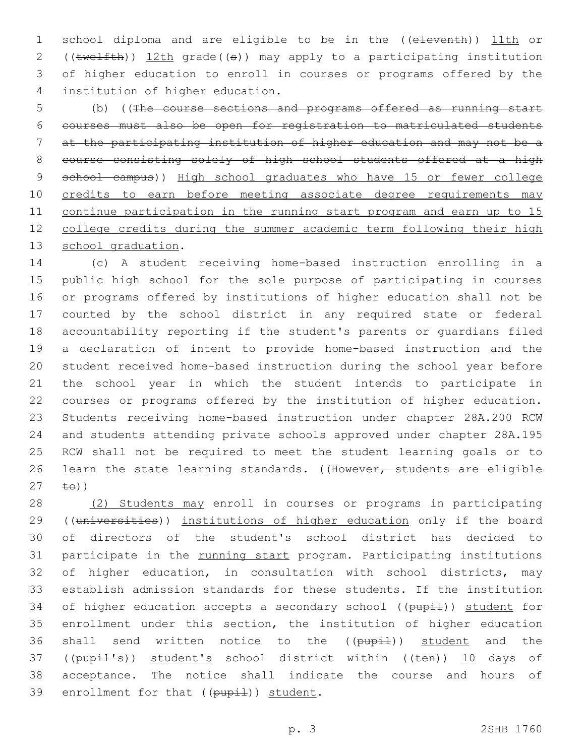school diploma and are eligible to be in the ((~~eleventh~~)) <u>11th</u> or ((~~twelfth~~)) <u>12th</u> grade((~~s~~)) may apply to a participating institution of higher education to enroll in courses or programs offered by the institution of higher education.

(b) ((~~The course sections and programs offered as running start courses must also be open for registration to matriculated students at the participating institution of higher education and may not be a course consisting solely of high school students offered at a high school campus~~)) <u>High school graduates who have 15 or fewer college credits to earn before meeting associate degree requirements may continue participation in the running start program and earn up to 15 college credits during the summer academic term following their high school graduation</u>.

(c) A student receiving home-based instruction enrolling in a public high school for the sole purpose of participating in courses or programs offered by institutions of higher education shall not be counted by the school district in any required state or federal accountability reporting if the student's parents or guardians filed a declaration of intent to provide home-based instruction and the student received home-based instruction during the school year before the school year in which the student intends to participate in courses or programs offered by the institution of higher education. Students receiving home-based instruction under chapter 28A.200 RCW and students attending private schools approved under chapter 28A.195 RCW shall not be required to meet the student learning goals or to learn the state learning standards. ((~~However, students are eligible to~~))

<u>(2) Students may</u> enroll in courses or programs in participating ((~~universities~~)) <u>institutions of higher education</u> only if the board of directors of the student's school district has decided to participate in the <u>running start</u> program. Participating institutions of higher education, in consultation with school districts, may establish admission standards for these students. If the institution of higher education accepts a secondary school ((~~pupil~~)) <u>student</u> for enrollment under this section, the institution of higher education shall send written notice to the ((~~pupil~~)) <u>student</u> and the ((~~pupil's~~)) <u>student's</u> school district within ((~~ten~~)) <u>10</u> days of acceptance. The notice shall indicate the course and hours of enrollment for that ((~~pupil~~)) <u>student</u>.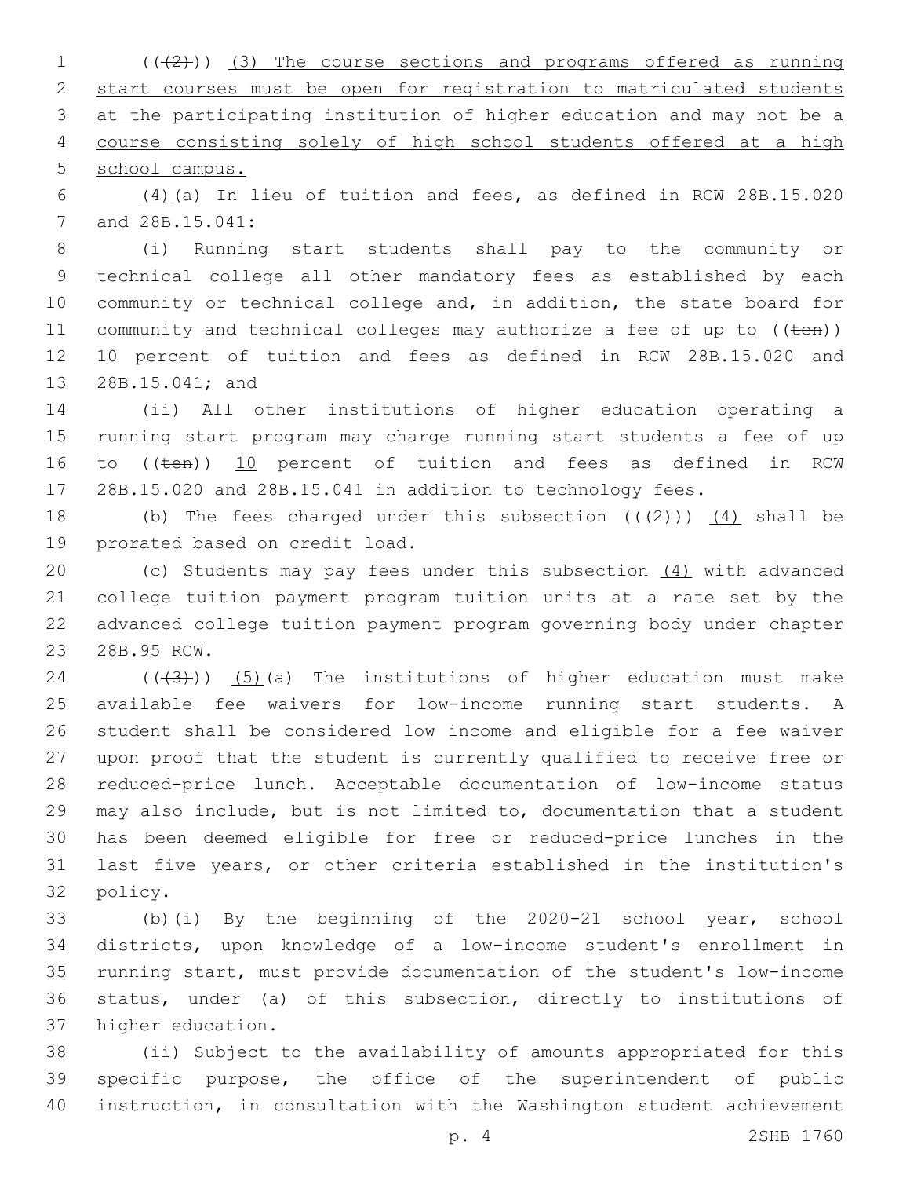((~~(2)~~)) <u>(3) The course sections and programs offered as running start courses must be open for registration to matriculated students at the participating institution of higher education and may not be a course consisting solely of high school students offered at a high school campus.</u>

<u>(4)</u>(a) In lieu of tuition and fees, as defined in RCW 28B.15.020 and 28B.15.041:

(i) Running start students shall pay to the community or technical college all other mandatory fees as established by each community or technical college and, in addition, the state board for community and technical colleges may authorize a fee of up to ((~~ten~~)) <u>10</u> percent of tuition and fees as defined in RCW 28B.15.020 and 28B.15.041; and

(ii) All other institutions of higher education operating a running start program may charge running start students a fee of up to ((~~ten~~)) <u>10</u> percent of tuition and fees as defined in RCW 28B.15.020 and 28B.15.041 in addition to technology fees.

(b) The fees charged under this subsection ((~~(2)~~)) <u>(4)</u> shall be prorated based on credit load.

(c) Students may pay fees under this subsection <u>(4)</u> with advanced college tuition payment program tuition units at a rate set by the advanced college tuition payment program governing body under chapter 28B.95 RCW.

((~~(3)~~)) <u>(5)</u>(a) The institutions of higher education must make available fee waivers for low-income running start students. A student shall be considered low income and eligible for a fee waiver upon proof that the student is currently qualified to receive free or reduced-price lunch. Acceptable documentation of low-income status may also include, but is not limited to, documentation that a student has been deemed eligible for free or reduced-price lunches in the last five years, or other criteria established in the institution's policy.

(b)(i) By the beginning of the 2020-21 school year, school districts, upon knowledge of a low-income student's enrollment in running start, must provide documentation of the student's low-income status, under (a) of this subsection, directly to institutions of higher education.

(ii) Subject to the availability of amounts appropriated for this specific purpose, the office of the superintendent of public instruction, in consultation with the Washington student achievement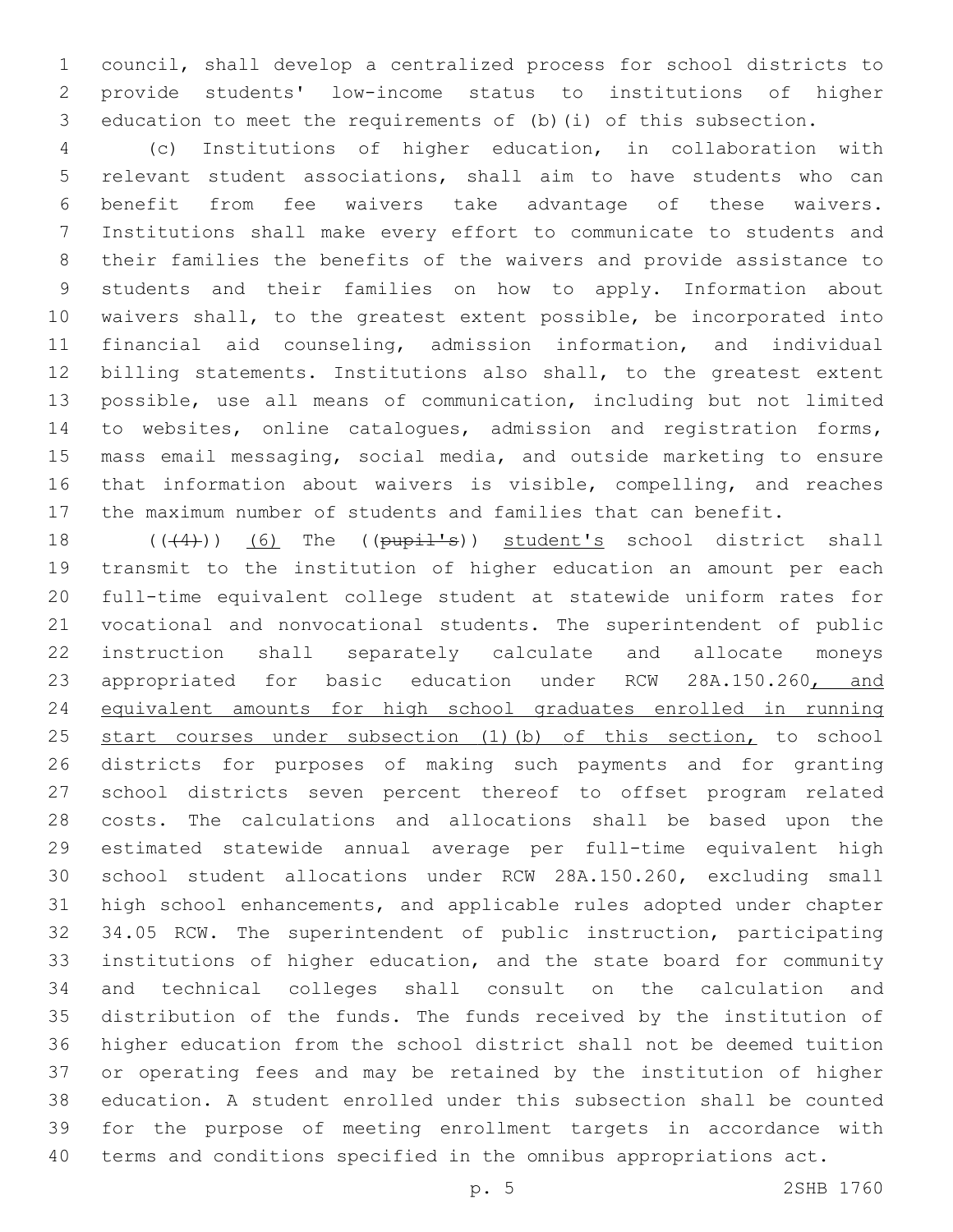council, shall develop a centralized process for school districts to provide students' low-income status to institutions of higher education to meet the requirements of (b)(i) of this subsection.

(c) Institutions of higher education, in collaboration with relevant student associations, shall aim to have students who can benefit from fee waivers take advantage of these waivers. Institutions shall make every effort to communicate to students and their families the benefits of the waivers and provide assistance to students and their families on how to apply. Information about waivers shall, to the greatest extent possible, be incorporated into financial aid counseling, admission information, and individual billing statements. Institutions also shall, to the greatest extent possible, use all means of communication, including but not limited to websites, online catalogues, admission and registration forms, mass email messaging, social media, and outside marketing to ensure that information about waivers is visible, compelling, and reaches the maximum number of students and families that can benefit.

(((~~4~~))) <u>(6)</u> The ((~~pupil's~~)) <u>student's</u> school district shall transmit to the institution of higher education an amount per each full-time equivalent college student at statewide uniform rates for vocational and nonvocational students. The superintendent of public instruction shall separately calculate and allocate moneys appropriated for basic education under RCW 28A.150.260<u>, and equivalent amounts for high school graduates enrolled in running start courses under subsection (1)(b) of this section,</u> to school districts for purposes of making such payments and for granting school districts seven percent thereof to offset program related costs. The calculations and allocations shall be based upon the estimated statewide annual average per full-time equivalent high school student allocations under RCW 28A.150.260, excluding small high school enhancements, and applicable rules adopted under chapter 34.05 RCW. The superintendent of public instruction, participating institutions of higher education, and the state board for community and technical colleges shall consult on the calculation and distribution of the funds. The funds received by the institution of higher education from the school district shall not be deemed tuition or operating fees and may be retained by the institution of higher education. A student enrolled under this subsection shall be counted for the purpose of meeting enrollment targets in accordance with terms and conditions specified in the omnibus appropriations act.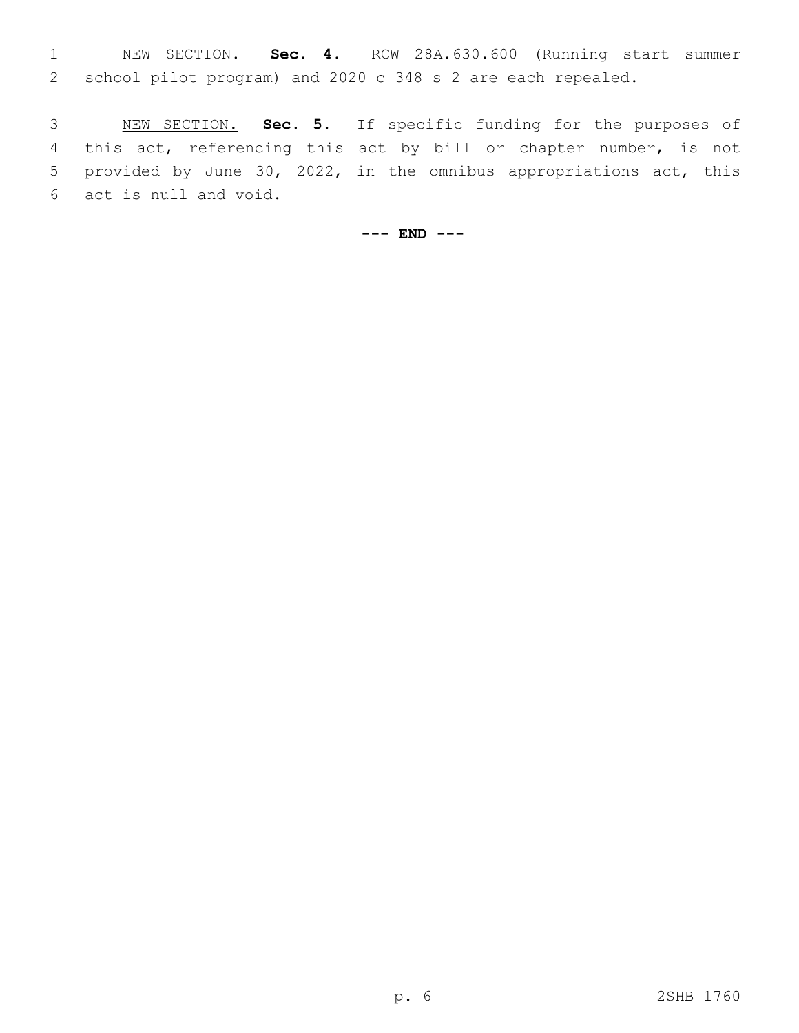NEW SECTION. **Sec. 4.** RCW 28A.630.600 (Running start summer school pilot program) and 2020 c 348 s 2 are each repealed.

NEW SECTION. **Sec. 5.** If specific funding for the purposes of this act, referencing this act by bill or chapter number, is not provided by June 30, 2022, in the omnibus appropriations act, this act is null and void.

**--- END ---**